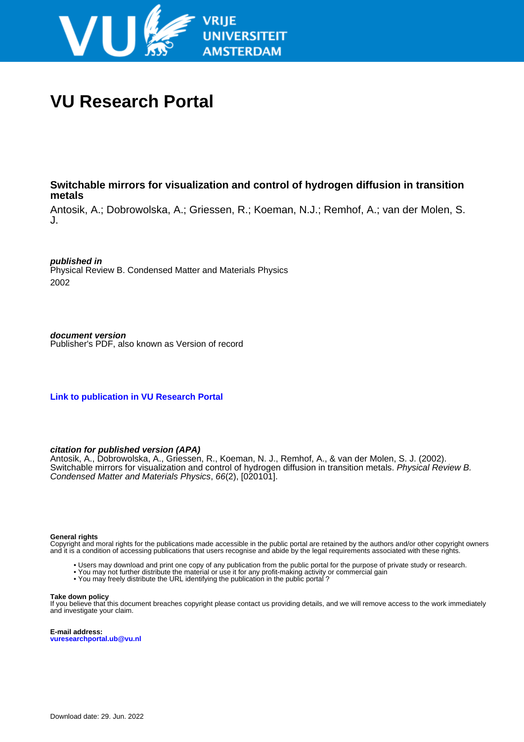# VU Research Portal

## Switchable mirrors for visualization and control of hydrogen diffusion in transition metals

Antosik, A.; Dobrowolska, A.; Griessen, R.; Koeman, N.J.; Remhof, A.; van der Molen, S. J.

***published in***
Physical Review B. Condensed Matter and Materials Physics
2002

***document version***
Publisher's PDF, also known as Version of record

**Link to publication in VU Research Portal**

***citation for published version (APA)***
Antosik, A., Dobrowolska, A., Griessen, R., Koeman, N. J., Remhof, A., & van der Molen, S. J. (2002). Switchable mirrors for visualization and control of hydrogen diffusion in transition metals. *Physical Review B. Condensed Matter and Materials Physics*, *66*(2), [020101].

**General rights**
Copyright and moral rights for the publications made accessible in the public portal are retained by the authors and/or other copyright owners and it is a condition of accessing publications that users recognise and abide by the legal requirements associated with these rights.

- Users may download and print one copy of any publication from the public portal for the purpose of private study or research.
- You may not further distribute the material or use it for any profit-making activity or commercial gain
- You may freely distribute the URL identifying the publication in the public portal ?

**Take down policy**
If you believe that this document breaches copyright please contact us providing details, and we will remove access to the work immediately and investigate your claim.

**E-mail address:**
**vuresearchportal.ub@vu.nl**

Download date: 29. Jun. 2022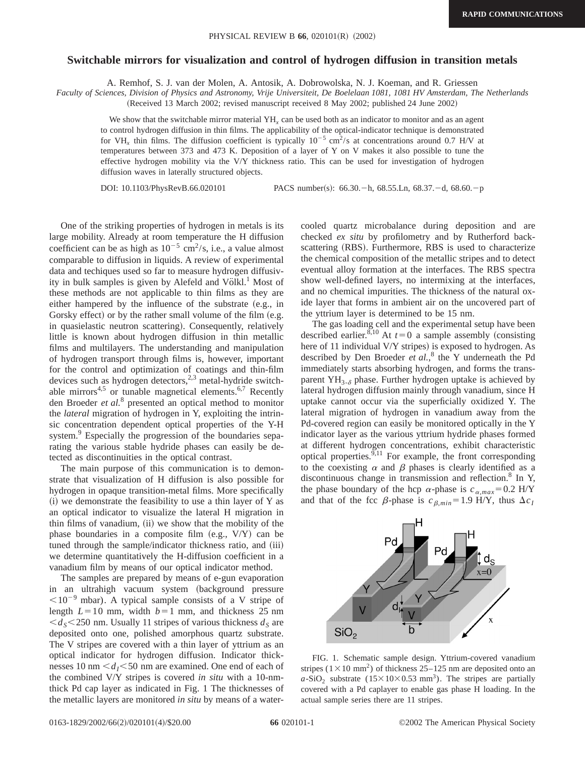# Switchable mirrors for visualization and control of hydrogen diffusion in transition metals

A. Remhof, S. J. van der Molen, A. Antosik, A. Dobrowolska, N. J. Koeman, and R. Griessen

*Faculty of Sciences, Division of Physics and Astronomy, Vrije Universiteit, De Boelelaan 1081, 1081 HV Amsterdam, The Netherlands*

(Received 13 March 2002; revised manuscript received 8 May 2002; published 24 June 2002)

We show that the switchable mirror material $YH_x$ can be used both as an indicator to monitor and as an agent to control hydrogen diffusion in thin films. The applicability of the optical-indicator technique is demonstrated for $VH_x$ thin films. The diffusion coefficient is typically $10^{-5}$ $cm^2/s$ at concentrations around 0.7 H/V at temperatures between 373 and 473 K. Deposition of a layer of Y on V makes it also possible to tune the effective hydrogen mobility via the V/Y thickness ratio. This can be used for investigation of hydrogen diffusion waves in laterally structured objects.

DOI: 10.1103/PhysRevB.66.020101 PACS number(s): 66.30.−h, 68.55.Ln, 68.37.−d, 68.60.−p

One of the striking properties of hydrogen in metals is its large mobility. Already at room temperature the H diffusion coefficient can be as high as $10^{-5}$ $cm^2/s$, i.e., a value almost comparable to diffusion in liquids. A review of experimental data and techiques used so far to measure hydrogen diffusivity in bulk samples is given by Alefeld and Völkl.[1] Most of these methods are not applicable to thin films as they are either hampered by the influence of the substrate (e.g., in Gorsky effect) or by the rather small volume of the film (e.g. in quasielastic neutron scattering). Consequently, relatively little is known about hydrogen diffusion in thin metallic films and multilayers. The understanding and manipulation of hydrogen transport through films is, however, important for the control and optimization of coatings and thin-film devices such as hydrogen detectors,[2,3] metal-hydride switchable mirrors[4,5] or tunable magnetical elements.[6,7] Recently den Broeder *et al.*[8] presented an optical method to monitor the *lateral* migration of hydrogen in Y, exploiting the intrinsic concentration dependent optical properties of the Y-H system.[9] Especially the progression of the boundaries separating the various stable hydride phases can easily be detected as discontinuities in the optical contrast.

The main purpose of this communication is to demonstrate that visualization of H diffusion is also possible for hydrogen in opaque transition-metal films. More specifically (i) we demonstrate the feasibility to use a thin layer of Y as an optical indicator to visualize the lateral H migration in thin films of vanadium, (ii) we show that the mobility of the phase boundaries in a composite film (e.g., V/Y) can be tuned through the sample/indicator thickness ratio, and (iii) we determine quantitatively the H-diffusion coefficient in a vanadium film by means of our optical indicator method.

The samples are prepared by means of e-gun evaporation in an ultrahigh vacuum system (background pressure $<10^{-9}$ mbar). A typical sample consists of a V stripe of length $L=10$ mm, width $b=1$ mm, and thickness 25 nm $<d_S<250$ nm. Usually 11 stripes of various thickness $d_S$ are deposited onto one, polished amorphous quartz substrate. The V stripes are covered with a thin layer of yttrium as an optical indicator for hydrogen diffusion. Indicator thicknesses 10 nm $<d_I<50$ nm are examined. One end of each of the combined V/Y stripes is covered *in situ* with a 10-nm-thick Pd cap layer as indicated in Fig. 1 The thicknesses of the metallic layers are monitored *in situ* by means of a water-cooled quartz microbalance during deposition and are checked *ex situ* by profilometry and by Rutherford backscattering (RBS). Furthermore, RBS is used to characterize the chemical composition of the metallic stripes and to detect eventual alloy formation at the interfaces. The RBS spectra show well-defined layers, no intermixing at the interfaces, and no chemical impurities. The thickness of the natural oxide layer that forms in ambient air on the uncovered part of the yttrium layer is determined to be 15 nm.

The gas loading cell and the experimental setup have been described earlier.[8,10] At $t=0$ a sample assembly (consisting here of 11 individual V/Y stripes) is exposed to hydrogen. As described by Den Broeder *et al.*,[8] the Y underneath the Pd immediately starts absorbing hydrogen, and forms the transparent $YH_{3-\delta}$ phase. Further hydrogen uptake is achieved by lateral hydrogen diffusion mainly through vanadium, since H uptake cannot occur via the superficially oxidized Y. The lateral migration of hydrogen in vanadium away from the Pd-covered region can easily be monitored optically in the Y indicator layer as the various yttrium hydride phases formed at different hydrogen concentrations, exhibit characteristic optical properties.[9,11] For example, the front corresponding to the coexisting $\alpha$ and $\beta$ phases is clearly identified as a discontinuous change in transmission and reflection.[8] In Y, the phase boundary of the hcp $\alpha$-phase is $c_{\alpha,max}=0.2$ H/Y and that of the fcc $\beta$-phase is $c_{\beta,min}=1.9$ H/Y, thus $\Delta c_I$

FIG. 1. Schematic sample design. Yttrium-covered vanadium stripes ($1\times10$ $mm^2$) of thickness 25–125 nm are deposited onto an $a$-$SiO_2$ substrate ($15\times10\times0.53$ $mm^3$). The stripes are partially covered with a Pd caplayer to enable gas phase H loading. In the actual sample series there are 11 stripes.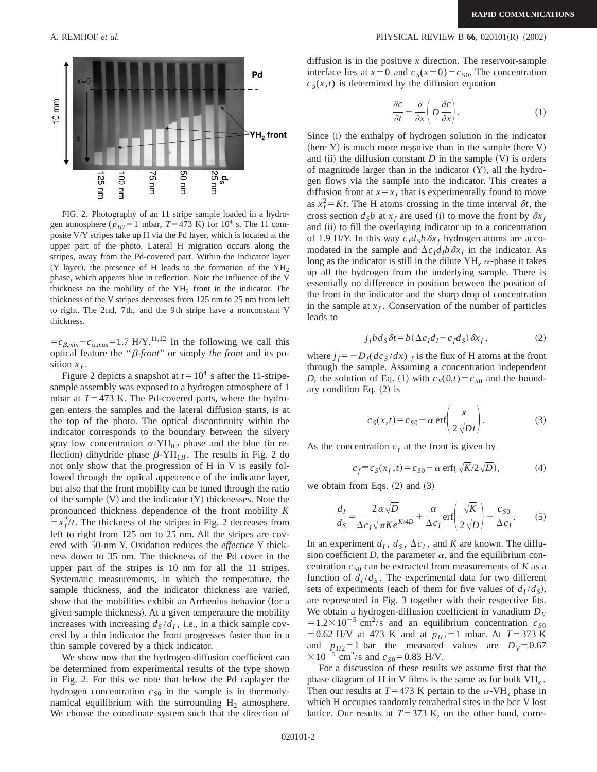FIG. 2. Photography of an 11 stripe sample loaded in a hydrogen atmosphere ($p_{H2}=1$ mbar, $T=473$ K) for $10^4$ s. The 11 composite V/Y stripes take up H via the Pd layer, which is located at the upper part of the photo. Lateral H migration occurs along the stripes, away from the Pd-covered part. Within the indicator layer (Y layer), the presence of H leads to the formation of the $YH_2$ phase, which appears blue in reflection. Note the influence of the V thickness on the mobility of the $YH_2$ front in the indicator. The thickness of the V stripes decreases from 125 nm to 25 nm from left to right. The 2nd, 7th, and the 9th stripe have a nonconstant V thickness.

$=c_{\beta,min}-c_{\alpha,max}=1.7$ H/Y.[11,12] In the following we call this optical feature the "$\beta$-*front*" or simply *the front* and its position $x_f$.

Figure 2 depicts a snapshot at $t=10^4$ s after the 11-stripe-sample assembly was exposed to a hydrogen atmosphere of 1 mbar at $T=473$ K. The Pd-covered parts, where the hydrogen enters the samples and the lateral diffusion starts, is at the top of the photo. The optical discontinuity within the indicator corresponds to the boundary between the silvery gray low concentration $\alpha$-$YH_{0.2}$ phase and the blue (in reflection) dihydride phase $\beta$-$YH_{1.9}$. The results in Fig. 2 do not only show that the progression of H in V is easily followed through the optical appearence of the indicator layer, but also that the front mobility can be tuned through the ratio of the sample (V) and the indicator (Y) thicknesses. Note the pronounced thickness dependence of the front mobility $K=x_f^2/t$. The thickness of the stripes in Fig. 2 decreases from left to right from 125 nm to 25 nm. All the stripes are covered with 50-nm Y. Oxidation reduces the *effectice* Y thickness down to 35 nm. The thickness of the Pd cover in the upper part of the stripes is 10 nm for all the 11 stripes. Systematic measurements, in which the temperature, the sample thickness, and the indicator thickness are varied, show that the mobilities exhibit an Arrhenius behavior (for a given sample thickness). At a given temperature the mobility increases with increasing $d_S/d_I$, i.e., in a thick sample covered by a thin indicator the front progresses faster than in a thin sample covered by a thick indicator.

We show now that the hydrogen-diffusion coefficient can be determined from experimental results of the type shown in Fig. 2. For this we note that below the Pd caplayer the hydrogen concentration $c_{S0}$ in the sample is in thermodynamical equilibrium with the surrounding $H_2$ atmosphere. We choose the coordinate system such that the direction of diffusion is in the positive $x$ direction. The reservoir-sample interface lies at $x=0$ and $c_S(x=0)=c_{S0}$. The concentration $c_S(x,t)$ is determined by the diffusion equation

$$\frac{\partial c}{\partial t}=\frac{\partial}{\partial x}\left(D\frac{\partial c}{\partial x}\right). \tag{1}$$

Since (i) the enthalpy of hydrogen solution in the indicator (here Y) is much more negative than in the sample (here V) and (ii) the diffusion constant $D$ in the sample (V) is orders of magnitude larger than in the indicator (Y), all the hydrogen flows via the sample into the indicator. This creates a diffusion front at $x=x_f$ that is experimentally found to move as $x_f^2=Kt$. The H atoms crossing in the time interval $\delta t$, the cross section $d_S b$ at $x_f$ are used (i) to move the front by $\delta x_f$ and (ii) to fill the overlaying indicator up to a concentration of 1.9 H/Y. In this way $c_f d_S b\,\delta x_f$ hydrogen atoms are accomodated in the sample and $\Delta c_I d_I b\,\delta x_f$ in the indicator. As long as the indicator is still in the dilute $YH_x$ $\alpha$-phase it takes up all the hydrogen from the underlying sample. There is essentially no difference in position between the position of the front in the indicator and the sharp drop of concentration in the sample at $x_f$. Conservation of the number of particles leads to

$$j_f b d_S \delta t=b(\Delta c_I d_I+c_f d_S)\delta x_f, \tag{2}$$

where $j_f=-D_f(dc_S/dx)|_f$ is the flux of H atoms at the front through the sample. Assuming a concentration independent $D$, the solution of Eq. (1) with $c_S(0,t)=c_{S0}$ and the boundary condition Eq. (2) is

$$c_S(x,t)=c_{S0}-\alpha\,\mathrm{erf}\left(\frac{x}{2\sqrt{Dt}}\right). \tag{3}$$

As the concentration $c_f$ at the front is given by

$$c_f\equiv c_S(x_f,t)=c_{S0}-\alpha\,\mathrm{erf}(\sqrt{K}/2\sqrt{D}), \tag{4}$$

we obtain from Eqs. (2) and (3)

$$\frac{d_I}{d_S}=\frac{2\alpha\sqrt{D}}{\Delta c_I\sqrt{\pi K}e^{K/4D}}+\frac{\alpha}{\Delta c_I}\mathrm{erf}\left(\frac{\sqrt{K}}{2\sqrt{D}}\right)-\frac{c_{S0}}{\Delta c_I}. \tag{5}$$

In an experiment $d_I$, $d_S$, $\Delta c_I$, and $K$ are known. The diffusion coefficient $D$, the parameter $\alpha$, and the equilibrium concentration $c_{S0}$ can be extracted from measurements of $K$ as a function of $d_I/d_S$. The experimental data for two different sets of experiments (each of them for five values of $d_I/d_S$), are represented in Fig. 3 together with their respective fits. We obtain a hydrogen-diffusion coefficient in vanadium $D_V=1.2\times10^{-5}$ $cm^2/s$ and an equilibrium concentration $c_{S0}=0.62$ H/V at 473 K and at $p_{H2}=1$ mbar. At $T=373$ K and $p_{H2}=1$ bar the measured values are $D_V=0.67\times10^{-5}$ $cm^2/s$ and $c_{S0}=0.83$ H/V.

For a discussion of these results we assume first that the phase diagram of H in V films is the same as for bulk $VH_x$. Then our results at $T=473$ K pertain to the $\alpha$-$VH_x$ phase in which H occupies randomly tetrahedral sites in the bcc V lost lattice. Our results at $T=373$ K, on the other hand, corre-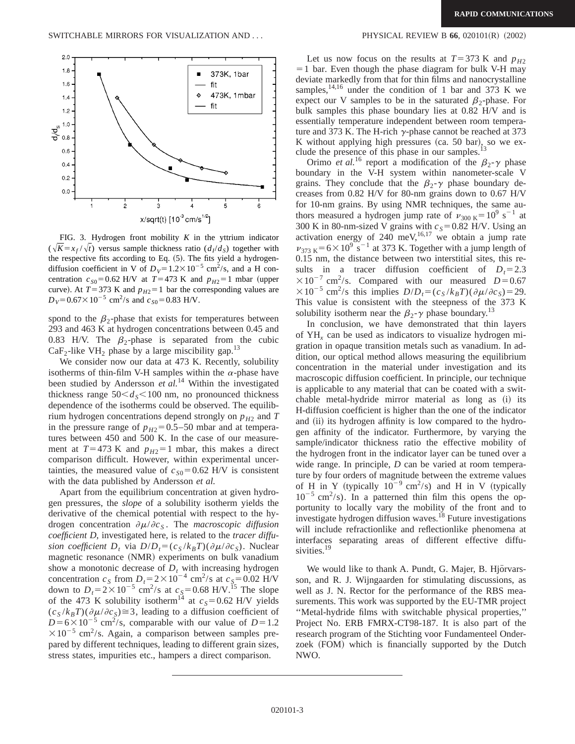FIG. 3. Hydrogen front mobility $K$ in the yttrium indicator ($\sqrt{K}=x_f/\sqrt{t}$) versus sample thickness ratio ($d_I/d_S$) together with the respective fits according to Eq. (5). The fits yield a hydrogen-diffusion coefficient in V of $D_V=1.2\times10^{-5}$ cm$^2$/s, and a H concentration $c_{S0}=0.62$ H/V at $T=473$ K and $p_{H2}=1$ mbar (upper curve). At $T=373$ K and $p_{H2}=1$ bar the corresponding values are $D_V=0.67\times10^{-5}$ cm$^2$/s and $c_{S0}=0.83$ H/V.

spond to the $\beta_2$-phase that exists for temperatures between 293 and 463 K at hydrogen concentrations between 0.45 and 0.83 H/V. The $\beta_2$-phase is separated from the cubic $CaF_2$-like $VH_2$ phase by a large miscibility gap.[13]

We consider now our data at 473 K. Recently, solubility isotherms of thin-film V-H samples within the $\alpha$-phase have been studied by Andersson *et al.*[14] Within the investigated thickness range $50<d_S<100$ nm, no pronounced thickness dependence of the isotherms could be observed. The equilibrium hydrogen concentrations depend strongly on $p_{H2}$ and $T$ in the pressure range of $p_{H2}=0.5$–50 mbar and at temperatures between 450 and 500 K. In the case of our measurement at $T=473$ K and $p_{H2}=1$ mbar, this makes a direct comparison difficult. However, within experimental uncertainties, the measured value of $c_{S0}=0.62$ H/V is consistent with the data published by Andersson *et al.*

Apart from the equilibrium concentration at given hydrogen pressures, the *slope* of a solubility isotherm yields the derivative of the chemical potential with respect to the hydrogen concentration $\partial\mu/\partial c_S$. The *macroscopic diffusion coefficient D*, investigated here, is related to the *tracer diffusion coefficient* $D_t$ via $D/D_t=(c_S/k_BT)(\partial\mu/\partial c_S)$. Nuclear magnetic resonance (NMR) experiments on bulk vanadium show a monotonic decrease of $D_t$ with increasing hydrogen concentration $c_S$ from $D_t=2\times10^{-4}$ cm$^2$/s at $c_S=0.02$ H/V down to $D_t=2\times10^{-5}$ cm$^2$/s at $c_S=0.68$ H/V.[15] The slope of the 473 K solubility isotherm[14] at $c_S=0.62$ H/V yields $(c_S/k_BT)(\partial\mu/\partial c_S)\cong3$, leading to a diffusion coefficient of $D=6\times10^{-5}$ cm$^2$/s, comparable with our value of $D=1.2\times10^{-5}$ cm$^2$/s. Again, a comparison between samples prepared by different techniques, leading to different grain sizes, stress states, impurities etc., hampers a direct comparison.

Let us now focus on the results at $T=373$ K and $p_{H2}=1$ bar. Even though the phase diagram for bulk V-H may deviate markedly from that for thin films and nanocrystalline samples,[14,16] under the condition of 1 bar and 373 K we expect our V samples to be in the saturated $\beta_2$-phase. For bulk samples this phase boundary lies at 0.82 H/V and is essentially temperature independent between room temperature and 373 K. The H-rich $\gamma$-phase cannot be reached at 373 K without applying high pressures (ca. 50 bar), so we exclude the presence of this phase in our samples.[13]

Orimo *et al.*[16] report a modification of the $\beta_2$-$\gamma$ phase boundary in the V-H system within nanometer-scale V grains. They conclude that the $\beta_2$-$\gamma$ phase boundary decreases from 0.82 H/V for 80-nm grains down to 0.67 H/V for 10-nm grains. By using NMR techniques, the same authors measured a hydrogen jump rate of $\nu_{300\text{ K}}=10^9$ s$^{-1}$ at 300 K in 80-nm-sized V grains with $c_S=0.82$ H/V. Using an activation energy of 240 meV,[16,17] we obtain a jump rate $\nu_{373\text{ K}}=6\times10^9$ s$^{-1}$ at 373 K. Together with a jump length of 0.15 nm, the distance between two interstitial sites, this results in a tracer diffusion coefficient of $D_t=2.3\times10^{-7}$ cm$^2$/s. Compared with our measured $D=0.67\times10^{-5}$ cm$^2$/s this implies $D/D_t=(c_S/k_BT)(\partial\mu/\partial c_S)=29$. This value is consistent with the steepness of the 373 K solubility isotherm near the $\beta_2$-$\gamma$ phase boundary.[13]

In conclusion, we have demonstrated that thin layers of $YH_x$ can be used as indicators to visualize hydrogen migration in opaque transition metals such as vanadium. In addition, our optical method allows measuring the equilibrium concentration in the material under investigation and its macroscopic diffusion coefficient. In principle, our technique is applicable to any material that can be coated with a switchable metal-hydride mirror material as long as (i) its H-diffusion coefficient is higher than the one of the indicator and (ii) its hydrogen affinity is low compared to the hydrogen affinity of the indicator. Furthermore, by varying the sample/indicator thickness ratio the effective mobility of the hydrogen front in the indicator layer can be tuned over a wide range. In principle, $D$ can be varied at room temperature by four orders of magnitude between the extreme values of H in Y (typically $10^{-9}$ cm$^2$/s) and H in V (typically $10^{-5}$ cm$^2$/s). In a patterned thin film this opens the opportunity to locally vary the mobility of the front and to investigate hydrogen diffusion waves.[18] Future investigations will include refractionlike and reflectionlike phenomena at interfaces separating areas of different effective diffusivities.[19]

We would like to thank A. Pundt, G. Majer, B. Hjörvarsson, and R. J. Wijngaarden for stimulating discussions, as well as J. N. Rector for the performance of the RBS measurements. This work was supported by the EU-TMR project "Metal-hydride films with switchable physical properties," Project No. ERB FMRX-CT98-187. It is also part of the research program of the Stichting voor Fundamenteel Onderzoek (FOM) which is financially supported by the Dutch NWO.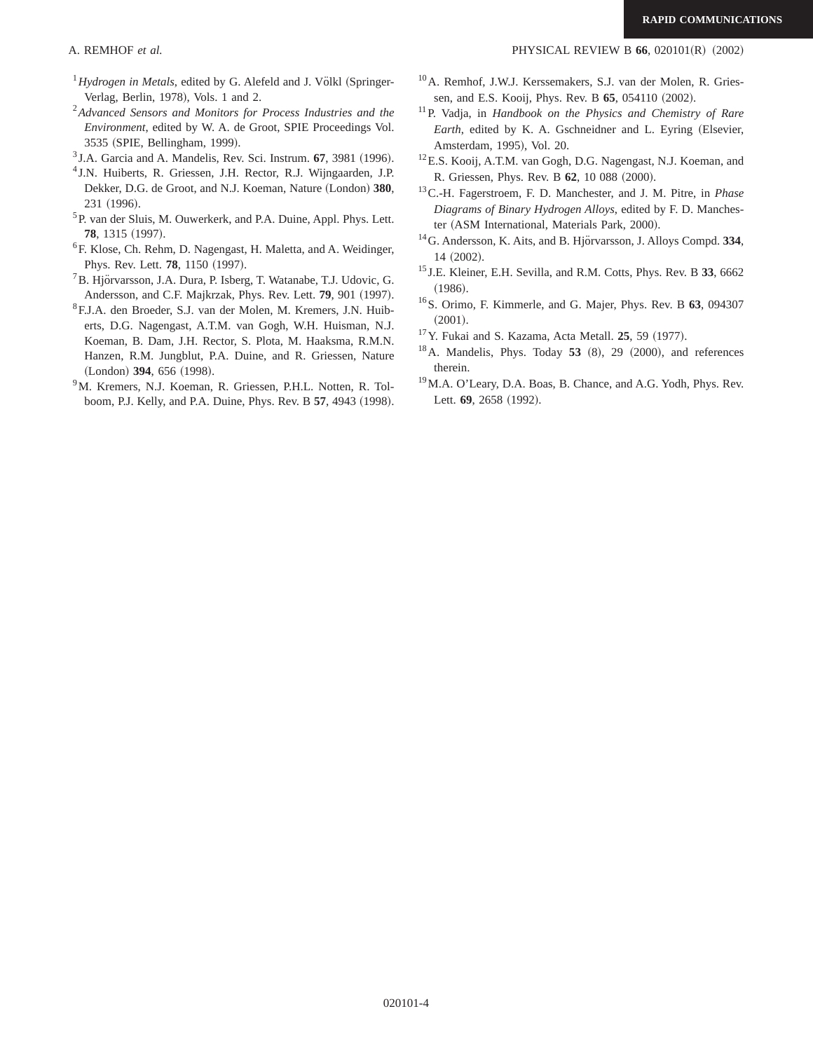[1] *Hydrogen in Metals*, edited by G. Alefeld and J. Völkl (Springer-Verlag, Berlin, 1978), Vols. 1 and 2.

[2] *Advanced Sensors and Monitors for Process Industries and the Environment*, edited by W. A. de Groot, SPIE Proceedings Vol. 3535 (SPIE, Bellingham, 1999).

[3] J.A. Garcia and A. Mandelis, Rev. Sci. Instrum. **67**, 3981 (1996).

[4] J.N. Huiberts, R. Griessen, J.H. Rector, R.J. Wijngaarden, J.P. Dekker, D.G. de Groot, and N.J. Koeman, Nature (London) **380**, 231 (1996).

[5] P. van der Sluis, M. Ouwerkerk, and P.A. Duine, Appl. Phys. Lett. **78**, 1315 (1997).

[6] F. Klose, Ch. Rehm, D. Nagengast, H. Maletta, and A. Weidinger, Phys. Rev. Lett. **78**, 1150 (1997).

[7] B. Hjörvarsson, J.A. Dura, P. Isberg, T. Watanabe, T.J. Udovic, G. Andersson, and C.F. Majkrzak, Phys. Rev. Lett. **79**, 901 (1997).

[8] F.J.A. den Broeder, S.J. van der Molen, M. Kremers, J.N. Huiberts, D.G. Nagengast, A.T.M. van Gogh, W.H. Huisman, N.J. Koeman, B. Dam, J.H. Rector, S. Plota, M. Haaksma, R.M.N. Hanzen, R.M. Jungblut, P.A. Duine, and R. Griessen, Nature (London) **394**, 656 (1998).

[9] M. Kremers, N.J. Koeman, R. Griessen, P.H.L. Notten, R. Tolboom, P.J. Kelly, and P.A. Duine, Phys. Rev. B **57**, 4943 (1998).

[10] A. Remhof, J.W.J. Kerssemakers, S.J. van der Molen, R. Griessen, and E.S. Kooij, Phys. Rev. B **65**, 054110 (2002).

[11] P. Vadja, in *Handbook on the Physics and Chemistry of Rare Earth*, edited by K. A. Gschneidner and L. Eyring (Elsevier, Amsterdam, 1995), Vol. 20.

[12] E.S. Kooij, A.T.M. van Gogh, D.G. Nagengast, N.J. Koeman, and R. Griessen, Phys. Rev. B **62**, 10 088 (2000).

[13] C.-H. Fagerstroem, F. D. Manchester, and J. M. Pitre, in *Phase Diagrams of Binary Hydrogen Alloys*, edited by F. D. Manchester (ASM International, Materials Park, 2000).

[14] G. Andersson, K. Aits, and B. Hjörvarsson, J. Alloys Compd. **334**, 14 (2002).

[15] J.E. Kleiner, E.H. Sevilla, and R.M. Cotts, Phys. Rev. B **33**, 6662 (1986).

[16] S. Orimo, F. Kimmerle, and G. Majer, Phys. Rev. B **63**, 094307 (2001).

[17] Y. Fukai and S. Kazama, Acta Metall. **25**, 59 (1977).

[18] A. Mandelis, Phys. Today **53** (8), 29 (2000), and references therein.

[19] M.A. O'Leary, D.A. Boas, B. Chance, and A.G. Yodh, Phys. Rev. Lett. **69**, 2658 (1992).